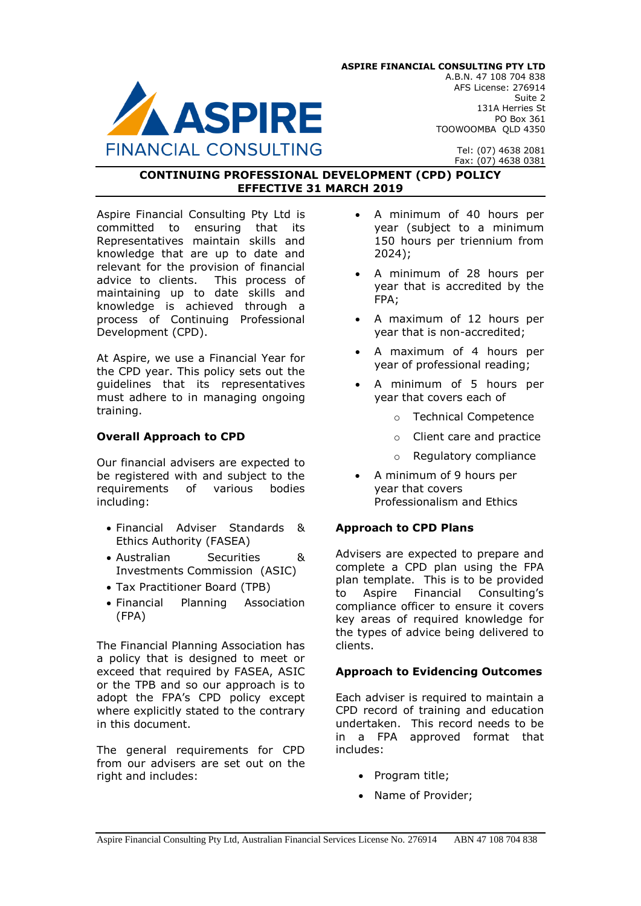**ASPIRE FINANCIAL CONSULTING PTY LTD**
A.B.N. 47 108 704 838
AFS License: 276914
Suite 2
131A Herries St
PO Box 361
TOOWOOMBA QLD 4350

Tel: (07) 4638 2081
Fax: (07) 4638 0381

# CONTINUING PROFESSIONAL DEVELOPMENT (CPD) POLICY
## EFFECTIVE 31 MARCH 2019

Aspire Financial Consulting Pty Ltd is committed to ensuring that its Representatives maintain skills and knowledge that are up to date and relevant for the provision of financial advice to clients. This process of maintaining up to date skills and knowledge is achieved through a process of Continuing Professional Development (CPD).

At Aspire, we use a Financial Year for the CPD year. This policy sets out the guidelines that its representatives must adhere to in managing ongoing training.

### Overall Approach to CPD

Our financial advisers are expected to be registered with and subject to the requirements of various bodies including:

- Financial Adviser Standards & Ethics Authority (FASEA)
- Australian Securities & Investments Commission (ASIC)
- Tax Practitioner Board (TPB)
- Financial Planning Association (FPA)

The Financial Planning Association has a policy that is designed to meet or exceed that required by FASEA, ASIC or the TPB and so our approach is to adopt the FPA's CPD policy except where explicitly stated to the contrary in this document.

The general requirements for CPD from our advisers are set out on the right and includes:

- A minimum of 40 hours per year (subject to a minimum 150 hours per triennium from 2024);
- A minimum of 28 hours per year that is accredited by the FPA;
- A maximum of 12 hours per year that is non-accredited;
- A maximum of 4 hours per year of professional reading;
- A minimum of 5 hours per year that covers each of
  - Technical Competence
  - Client care and practice
  - Regulatory compliance
- A minimum of 9 hours per year that covers Professionalism and Ethics

### Approach to CPD Plans

Advisers are expected to prepare and complete a CPD plan using the FPA plan template. This is to be provided to Aspire Financial Consulting's compliance officer to ensure it covers key areas of required knowledge for the types of advice being delivered to clients.

### Approach to Evidencing Outcomes

Each adviser is required to maintain a CPD record of training and education undertaken. This record needs to be in a FPA approved format that includes:

- Program title;
- Name of Provider;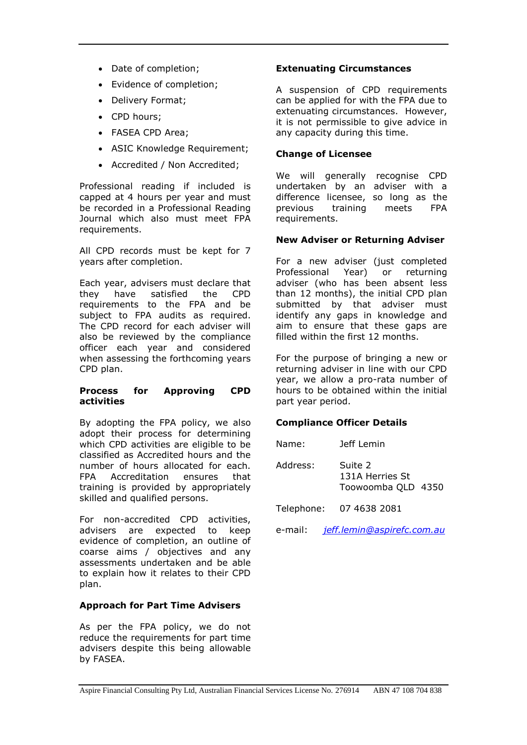- Date of completion;
- Evidence of completion;
- Delivery Format;
- CPD hours;
- FASEA CPD Area;
- ASIC Knowledge Requirement;
- Accredited / Non Accredited;

Professional reading if included is capped at 4 hours per year and must be recorded in a Professional Reading Journal which also must meet FPA requirements.

All CPD records must be kept for 7 years after completion.

Each year, advisers must declare that they have satisfied the CPD requirements to the FPA and be subject to FPA audits as required. The CPD record for each adviser will also be reviewed by the compliance officer each year and considered when assessing the forthcoming years CPD plan.

**Process for Approving CPD activities**

By adopting the FPA policy, we also adopt their process for determining which CPD activities are eligible to be classified as Accredited hours and the number of hours allocated for each. FPA Accreditation ensures that training is provided by appropriately skilled and qualified persons.

For non-accredited CPD activities, advisers are expected to keep evidence of completion, an outline of coarse aims / objectives and any assessments undertaken and be able to explain how it relates to their CPD plan.

**Approach for Part Time Advisers**

As per the FPA policy, we do not reduce the requirements for part time advisers despite this being allowable by FASEA.

**Extenuating Circumstances**

A suspension of CPD requirements can be applied for with the FPA due to extenuating circumstances. However, it is not permissible to give advice in any capacity during this time.

**Change of Licensee**

We will generally recognise CPD undertaken by an adviser with a difference licensee, so long as the previous training meets FPA requirements.

**New Adviser or Returning Adviser**

For a new adviser (just completed Professional Year) or returning adviser (who has been absent less than 12 months), the initial CPD plan submitted by that adviser must identify any gaps in knowledge and aim to ensure that these gaps are filled within the first 12 months.

For the purpose of bringing a new or returning adviser in line with our CPD year, we allow a pro-rata number of hours to be obtained within the initial part year period.

**Compliance Officer Details**

Name: Jeff Lemin

Address: Suite 2
131A Herries St
Toowoomba QLD 4350

Telephone: 07 4638 2081

e-mail: *jeff.lemin@aspirefc.com.au*